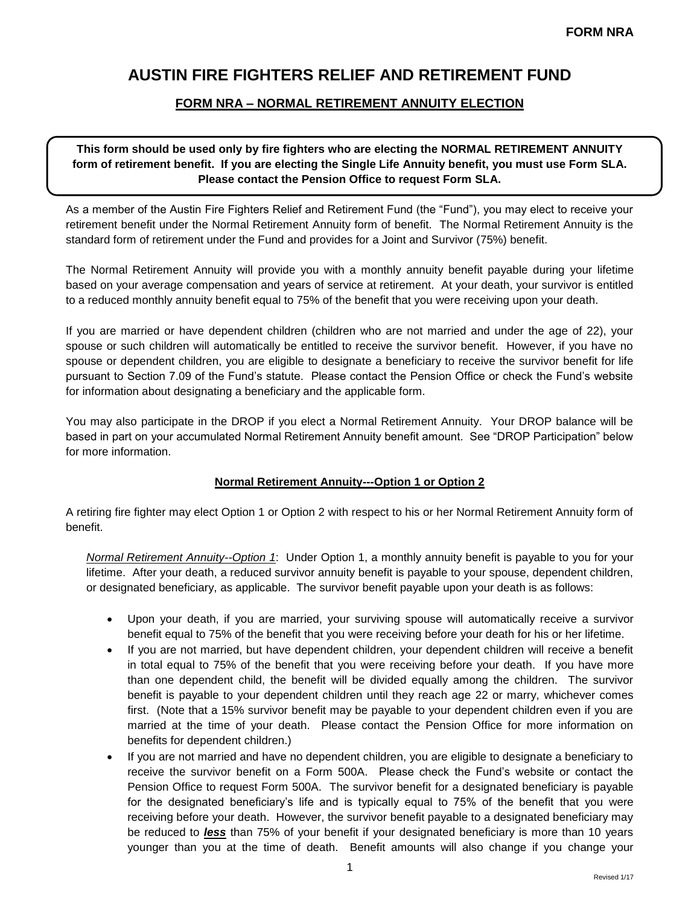# AUSTIN FIRE FIGHTERS RELIEF AND RETIREMENT FUND

## FORM NRA – NORMAL RETIREMENT ANNUITY ELECTION

**This form should be used only by fire fighters who are electing the NORMAL RETIREMENT ANNUITY form of retirement benefit. If you are electing the Single Life Annuity benefit, you must use Form SLA. Please contact the Pension Office to request Form SLA.**

As a member of the Austin Fire Fighters Relief and Retirement Fund (the "Fund"), you may elect to receive your retirement benefit under the Normal Retirement Annuity form of benefit. The Normal Retirement Annuity is the standard form of retirement under the Fund and provides for a Joint and Survivor (75%) benefit.

The Normal Retirement Annuity will provide you with a monthly annuity benefit payable during your lifetime based on your average compensation and years of service at retirement. At your death, your survivor is entitled to a reduced monthly annuity benefit equal to 75% of the benefit that you were receiving upon your death.

If you are married or have dependent children (children who are not married and under the age of 22), your spouse or such children will automatically be entitled to receive the survivor benefit. However, if you have no spouse or dependent children, you are eligible to designate a beneficiary to receive the survivor benefit for life pursuant to Section 7.09 of the Fund's statute. Please contact the Pension Office or check the Fund's website for information about designating a beneficiary and the applicable form.

You may also participate in the DROP if you elect a Normal Retirement Annuity. Your DROP balance will be based in part on your accumulated Normal Retirement Annuity benefit amount. See "DROP Participation" below for more information.

### Normal Retirement Annuity---Option 1 or Option 2

A retiring fire fighter may elect Option 1 or Option 2 with respect to his or her Normal Retirement Annuity form of benefit.

*Normal Retirement Annuity--Option 1*: Under Option 1, a monthly annuity benefit is payable to you for your lifetime. After your death, a reduced survivor annuity benefit is payable to your spouse, dependent children, or designated beneficiary, as applicable. The survivor benefit payable upon your death is as follows:

- Upon your death, if you are married, your surviving spouse will automatically receive a survivor benefit equal to 75% of the benefit that you were receiving before your death for his or her lifetime.
- If you are not married, but have dependent children, your dependent children will receive a benefit in total equal to 75% of the benefit that you were receiving before your death. If you have more than one dependent child, the benefit will be divided equally among the children. The survivor benefit is payable to your dependent children until they reach age 22 or marry, whichever comes first. (Note that a 15% survivor benefit may be payable to your dependent children even if you are married at the time of your death. Please contact the Pension Office for more information on benefits for dependent children.)
- If you are not married and have no dependent children, you are eligible to designate a beneficiary to receive the survivor benefit on a Form 500A. Please check the Fund's website or contact the Pension Office to request Form 500A. The survivor benefit for a designated beneficiary is payable for the designated beneficiary's life and is typically equal to 75% of the benefit that you were receiving before your death. However, the survivor benefit payable to a designated beneficiary may be reduced to ***less*** than 75% of your benefit if your designated beneficiary is more than 10 years younger than you at the time of death. Benefit amounts will also change if you change your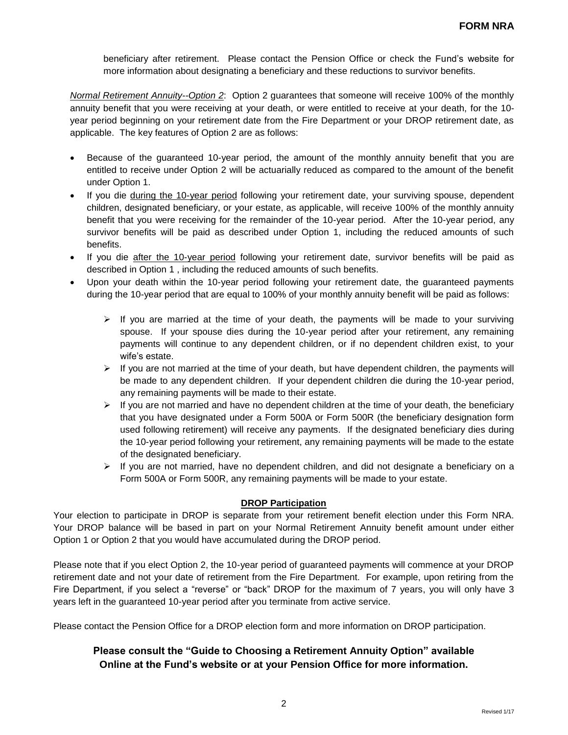beneficiary after retirement. Please contact the Pension Office or check the Fund's website for more information about designating a beneficiary and these reductions to survivor benefits.

*Normal Retirement Annuity--Option 2*: Option 2 guarantees that someone will receive 100% of the monthly annuity benefit that you were receiving at your death, or were entitled to receive at your death, for the 10-year period beginning on your retirement date from the Fire Department or your DROP retirement date, as applicable. The key features of Option 2 are as follows:

- Because of the guaranteed 10-year period, the amount of the monthly annuity benefit that you are entitled to receive under Option 2 will be actuarially reduced as compared to the amount of the benefit under Option 1.
- If you die during the 10-year period following your retirement date, your surviving spouse, dependent children, designated beneficiary, or your estate, as applicable, will receive 100% of the monthly annuity benefit that you were receiving for the remainder of the 10-year period. After the 10-year period, any survivor benefits will be paid as described under Option 1, including the reduced amounts of such benefits.
- If you die after the 10-year period following your retirement date, survivor benefits will be paid as described in Option 1 , including the reduced amounts of such benefits.
- Upon your death within the 10-year period following your retirement date, the guaranteed payments during the 10-year period that are equal to 100% of your monthly annuity benefit will be paid as follows:
    - If you are married at the time of your death, the payments will be made to your surviving spouse. If your spouse dies during the 10-year period after your retirement, any remaining payments will continue to any dependent children, or if no dependent children exist, to your wife's estate.
    - If you are not married at the time of your death, but have dependent children, the payments will be made to any dependent children. If your dependent children die during the 10-year period, any remaining payments will be made to their estate.
    - If you are not married and have no dependent children at the time of your death, the beneficiary that you have designated under a Form 500A or Form 500R (the beneficiary designation form used following retirement) will receive any payments. If the designated beneficiary dies during the 10-year period following your retirement, any remaining payments will be made to the estate of the designated beneficiary.
    - If you are not married, have no dependent children, and did not designate a beneficiary on a Form 500A or Form 500R, any remaining payments will be made to your estate.

**DROP Participation**

Your election to participate in DROP is separate from your retirement benefit election under this Form NRA. Your DROP balance will be based in part on your Normal Retirement Annuity benefit amount under either Option 1 or Option 2 that you would have accumulated during the DROP period.

Please note that if you elect Option 2, the 10-year period of guaranteed payments will commence at your DROP retirement date and not your date of retirement from the Fire Department. For example, upon retiring from the Fire Department, if you select a "reverse" or "back" DROP for the maximum of 7 years, you will only have 3 years left in the guaranteed 10-year period after you terminate from active service.

Please contact the Pension Office for a DROP election form and more information on DROP participation.

**Please consult the "Guide to Choosing a Retirement Annuity Option" available Online at the Fund's website or at your Pension Office for more information.**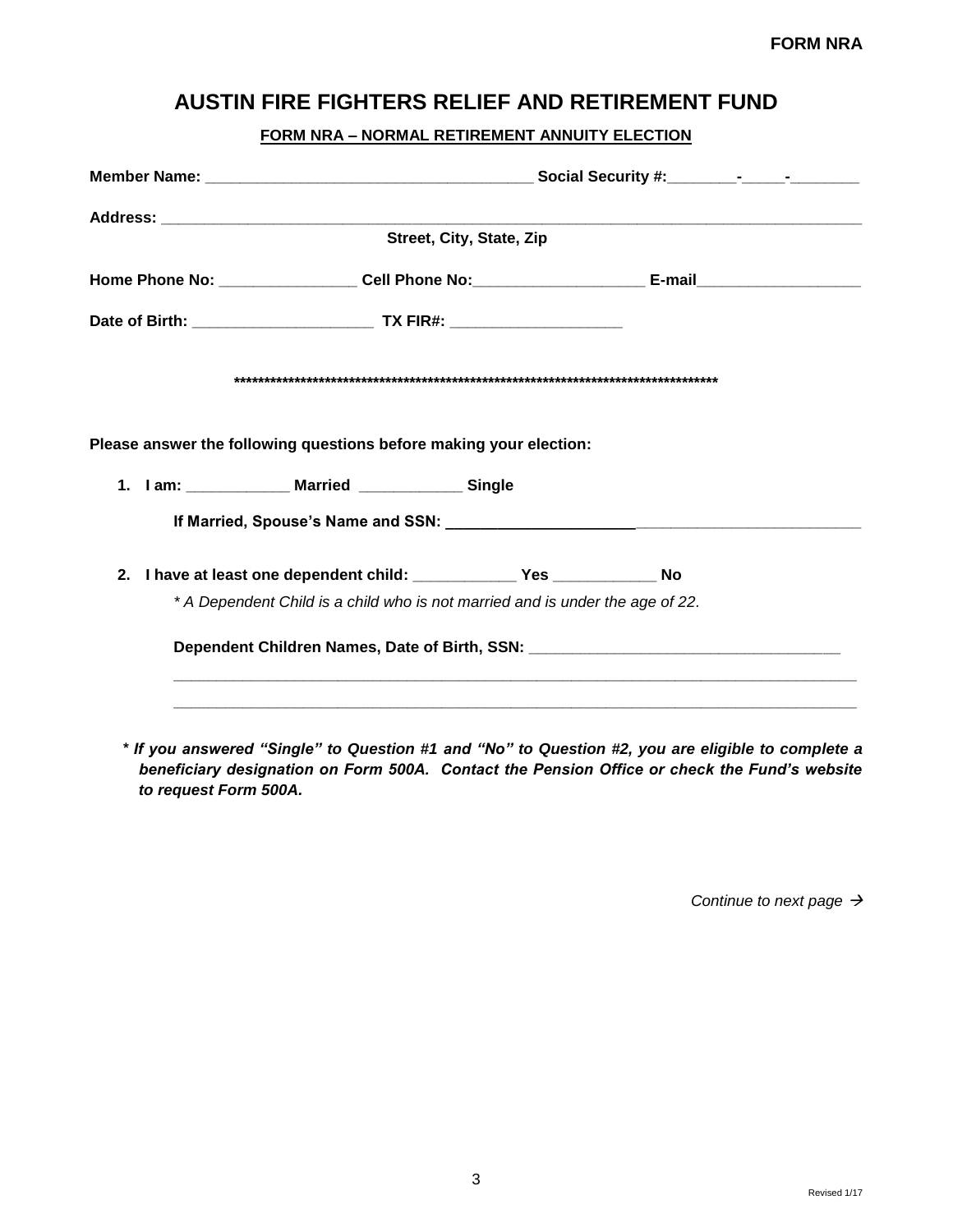**FORM NRA**

# AUSTIN FIRE FIGHTERS RELIEF AND RETIREMENT FUND

**FORM NRA – NORMAL RETIREMENT ANNUITY ELECTION**

**Member Name:** ______________________________________ **Social Security #:**________-_____-________

**Address:** ___________________________________________________________________________________

**Street, City, State, Zip**

**Home Phone No:** ________________ **Cell Phone No:**____________________ **E-mail**___________________

**Date of Birth:** _____________________ **TX FIR#:** ____________________

**************************************************************************************

**Please answer the following questions before making your election:**

1. **I am: ____________ Married ____________ Single**

   **If Married, Spouse's Name and SSN:** _________________________________________________

2. **I have at least one dependent child: ____________ Yes ____________ No**

   *\* A Dependent Child is a child who is not married and is under the age of 22.*

   **Dependent Children Names, Date of Birth, SSN:** ____________________________________

   _____________________________________________________________________________________

   _____________________________________________________________________________________

***\* If you answered "Single" to Question #1 and "No" to Question #2, you are eligible to complete a beneficiary designation on Form 500A. Contact the Pension Office or check the Fund's website to request Form 500A.***

*Continue to next page →*

Revised 1/17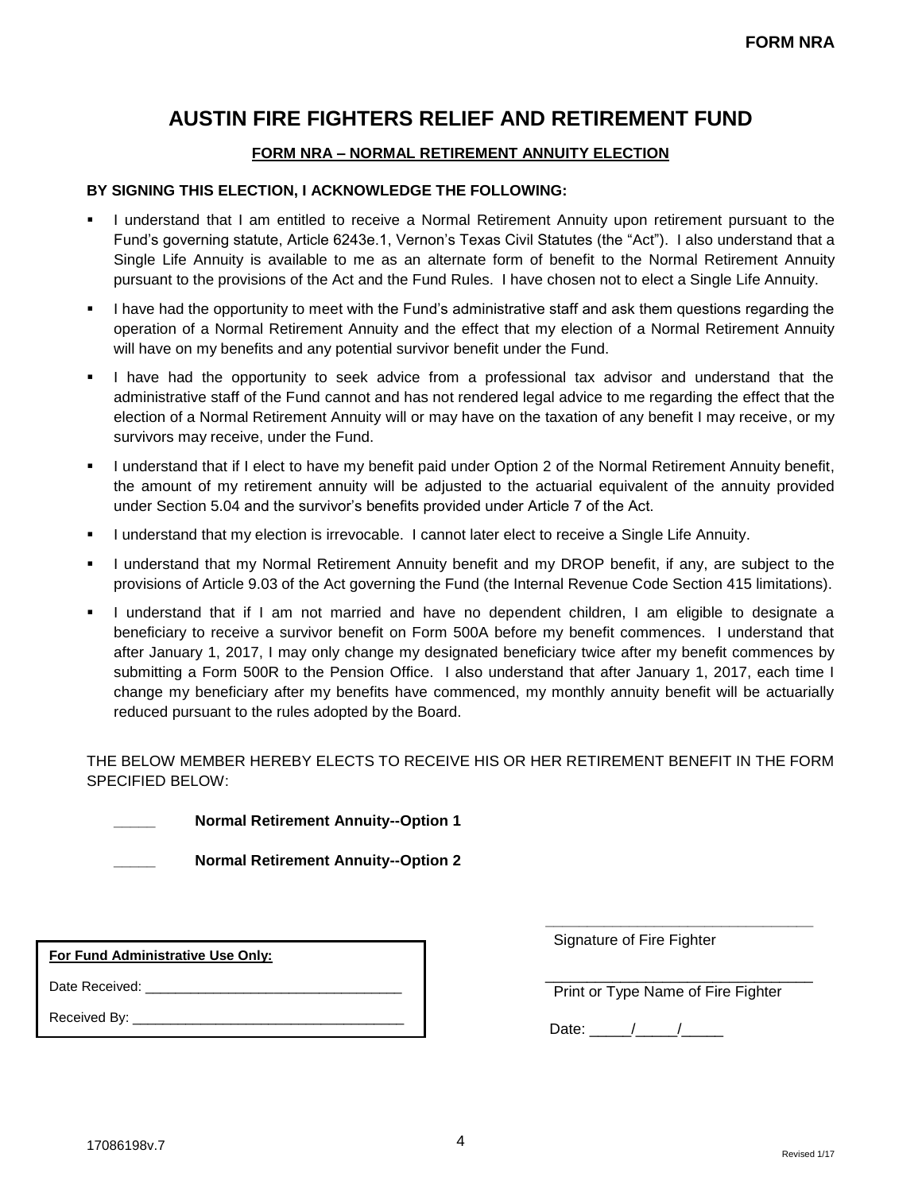FORM NRA

# AUSTIN FIRE FIGHTERS RELIEF AND RETIREMENT FUND

## FORM NRA – NORMAL RETIREMENT ANNUITY ELECTION

**BY SIGNING THIS ELECTION, I ACKNOWLEDGE THE FOLLOWING:**

- I understand that I am entitled to receive a Normal Retirement Annuity upon retirement pursuant to the Fund's governing statute, Article 6243e.1, Vernon's Texas Civil Statutes (the "Act"). I also understand that a Single Life Annuity is available to me as an alternate form of benefit to the Normal Retirement Annuity pursuant to the provisions of the Act and the Fund Rules. I have chosen not to elect a Single Life Annuity.
- I have had the opportunity to meet with the Fund's administrative staff and ask them questions regarding the operation of a Normal Retirement Annuity and the effect that my election of a Normal Retirement Annuity will have on my benefits and any potential survivor benefit under the Fund.
- I have had the opportunity to seek advice from a professional tax advisor and understand that the administrative staff of the Fund cannot and has not rendered legal advice to me regarding the effect that the election of a Normal Retirement Annuity will or may have on the taxation of any benefit I may receive, or my survivors may receive, under the Fund.
- I understand that if I elect to have my benefit paid under Option 2 of the Normal Retirement Annuity benefit, the amount of my retirement annuity will be adjusted to the actuarial equivalent of the annuity provided under Section 5.04 and the survivor's benefits provided under Article 7 of the Act.
- I understand that my election is irrevocable. I cannot later elect to receive a Single Life Annuity.
- I understand that my Normal Retirement Annuity benefit and my DROP benefit, if any, are subject to the provisions of Article 9.03 of the Act governing the Fund (the Internal Revenue Code Section 415 limitations).
- I understand that if I am not married and have no dependent children, I am eligible to designate a beneficiary to receive a survivor benefit on Form 500A before my benefit commences. I understand that after January 1, 2017, I may only change my designated beneficiary twice after my benefit commences by submitting a Form 500R to the Pension Office. I also understand that after January 1, 2017, each time I change my beneficiary after my benefits have commenced, my monthly annuity benefit will be actuarially reduced pursuant to the rules adopted by the Board.

THE BELOW MEMBER HEREBY ELECTS TO RECEIVE HIS OR HER RETIREMENT BENEFIT IN THE FORM SPECIFIED BELOW:

_____ **Normal Retirement Annuity--Option 1**

_____ **Normal Retirement Annuity--Option 2**

**For Fund Administrative Use Only:**

Date Received: _________________________________

Received By: ___________________________________

_________________________________
Signature of Fire Fighter

_________________________________
Print or Type Name of Fire Fighter

Date: _____/_____/_____

17086198v.7

Revised 1/17